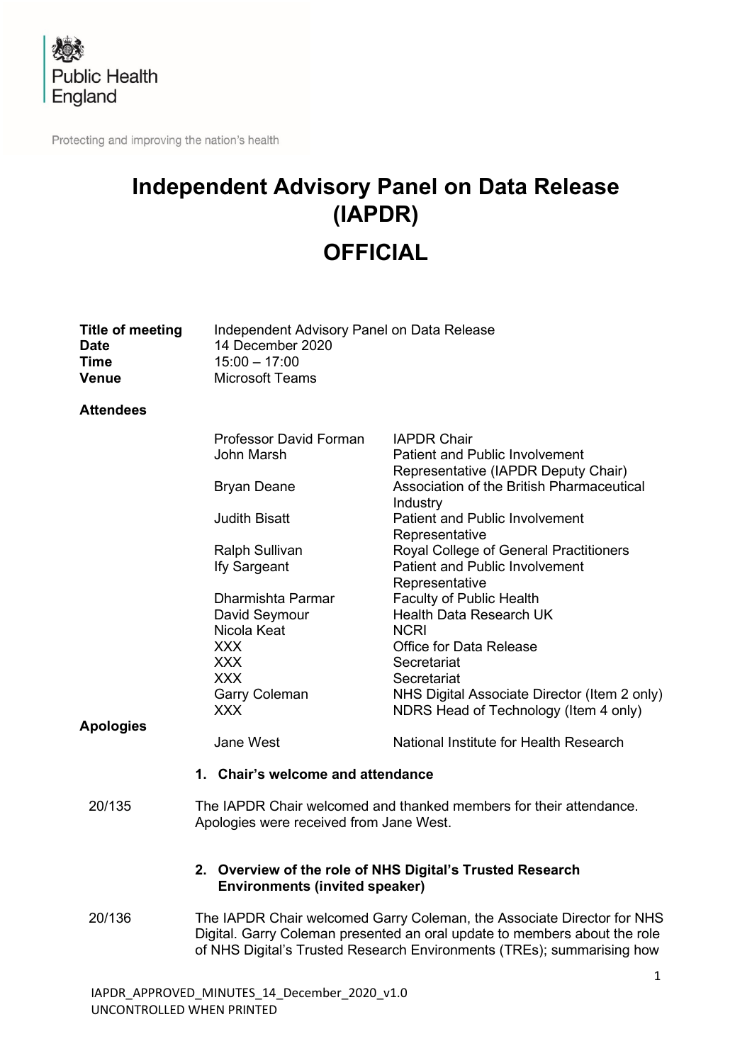Public Health England

Protecting and improving the nation's health

# Independent Advisory Panel on Data Release (IAPDR)

# OFFICIAL

**Title of meeting** Independent Advisory Panel on Data Release
**Date** 14 December 2020
**Time** 15:00 – 17:00
**Venue** Microsoft Teams

**Attendees**

| | |
|---|---|
| Professor David Forman | IAPDR Chair |
| John Marsh | Patient and Public Involvement Representative (IAPDR Deputy Chair) |
| Bryan Deane | Association of the British Pharmaceutical Industry |
| Judith Bisatt | Patient and Public Involvement Representative |
| Ralph Sullivan | Royal College of General Practitioners |
| Ify Sargeant | Patient and Public Involvement Representative |
| Dharmishta Parmar | Faculty of Public Health |
| David Seymour | Health Data Research UK |
| Nicola Keat | NCRI |
| XXX | Office for Data Release |
| XXX | Secretariat |
| XXX | Secretariat |
| Garry Coleman | NHS Digital Associate Director (Item 2 only) |
| XXX | NDRS Head of Technology (Item 4 only) |

**Apologies**

| | |
|---|---|
| Jane West | National Institute for Health Research |

## 1. Chair's welcome and attendance

20/135 The IAPDR Chair welcomed and thanked members for their attendance. Apologies were received from Jane West.

## 2. Overview of the role of NHS Digital's Trusted Research Environments (invited speaker)

20/136 The IAPDR Chair welcomed Garry Coleman, the Associate Director for NHS Digital. Garry Coleman presented an oral update to members about the role of NHS Digital's Trusted Research Environments (TREs); summarising how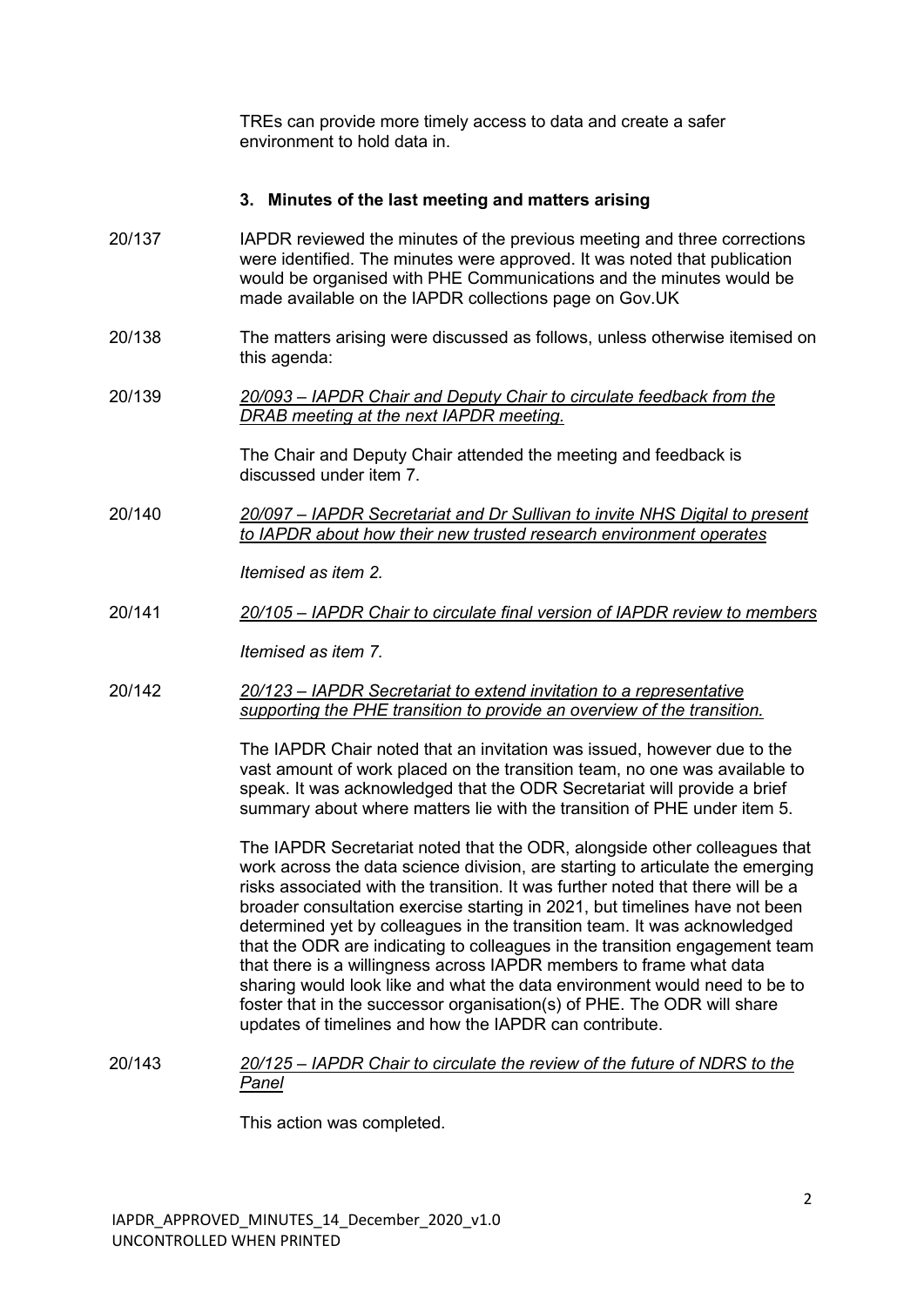TREs can provide more timely access to data and create a safer environment to hold data in.

### 3. Minutes of the last meeting and matters arising

20/137 IAPDR reviewed the minutes of the previous meeting and three corrections were identified. The minutes were approved. It was noted that publication would be organised with PHE Communications and the minutes would be made available on the IAPDR collections page on Gov.UK

20/138 The matters arising were discussed as follows, unless otherwise itemised on this agenda:

20/139 *20/093 – IAPDR Chair and Deputy Chair to circulate feedback from the DRAB meeting at the next IAPDR meeting.*

The Chair and Deputy Chair attended the meeting and feedback is discussed under item 7.

20/140 *20/097 – IAPDR Secretariat and Dr Sullivan to invite NHS Digital to present to IAPDR about how their new trusted research environment operates*

*Itemised as item 2.*

20/141 *20/105 – IAPDR Chair to circulate final version of IAPDR review to members*

*Itemised as item 7.*

20/142 *20/123 – IAPDR Secretariat to extend invitation to a representative supporting the PHE transition to provide an overview of the transition.*

The IAPDR Chair noted that an invitation was issued, however due to the vast amount of work placed on the transition team, no one was available to speak. It was acknowledged that the ODR Secretariat will provide a brief summary about where matters lie with the transition of PHE under item 5.

The IAPDR Secretariat noted that the ODR, alongside other colleagues that work across the data science division, are starting to articulate the emerging risks associated with the transition. It was further noted that there will be a broader consultation exercise starting in 2021, but timelines have not been determined yet by colleagues in the transition team. It was acknowledged that the ODR are indicating to colleagues in the transition engagement team that there is a willingness across IAPDR members to frame what data sharing would look like and what the data environment would need to be to foster that in the successor organisation(s) of PHE. The ODR will share updates of timelines and how the IAPDR can contribute.

20/143 *20/125 – IAPDR Chair to circulate the review of the future of NDRS to the Panel*

This action was completed.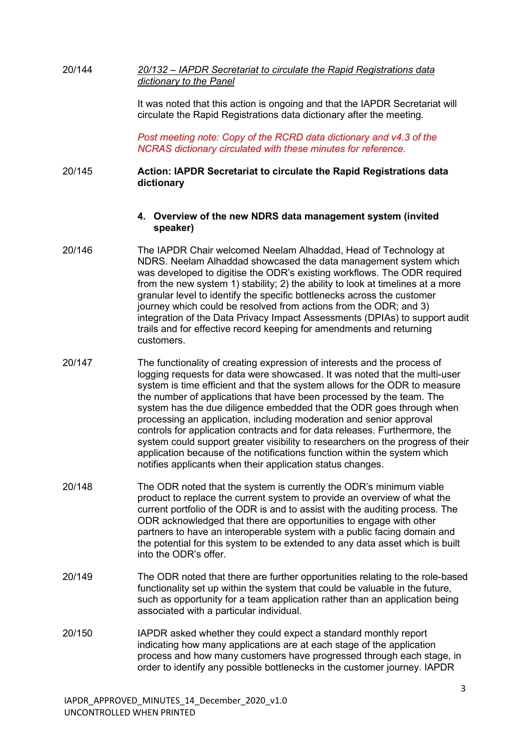20/144 *20/132 – IAPDR Secretariat to circulate the Rapid Registrations data dictionary to the Panel*

It was noted that this action is ongoing and that the IAPDR Secretariat will circulate the Rapid Registrations data dictionary after the meeting.

*Post meeting note: Copy of the RCRD data dictionary and v4.3 of the NCRAS dictionary circulated with these minutes for reference.*

20/145 **Action: IAPDR Secretariat to circulate the Rapid Registrations data dictionary**

**4. Overview of the new NDRS data management system (invited speaker)**

20/146 The IAPDR Chair welcomed Neelam Alhaddad, Head of Technology at NDRS. Neelam Alhaddad showcased the data management system which was developed to digitise the ODR's existing workflows. The ODR required from the new system 1) stability; 2) the ability to look at timelines at a more granular level to identify the specific bottlenecks across the customer journey which could be resolved from actions from the ODR; and 3) integration of the Data Privacy Impact Assessments (DPIAs) to support audit trails and for effective record keeping for amendments and returning customers.

20/147 The functionality of creating expression of interests and the process of logging requests for data were showcased. It was noted that the multi-user system is time efficient and that the system allows for the ODR to measure the number of applications that have been processed by the team. The system has the due diligence embedded that the ODR goes through when processing an application, including moderation and senior approval controls for application contracts and for data releases. Furthermore, the system could support greater visibility to researchers on the progress of their application because of the notifications function within the system which notifies applicants when their application status changes.

20/148 The ODR noted that the system is currently the ODR's minimum viable product to replace the current system to provide an overview of what the current portfolio of the ODR is and to assist with the auditing process. The ODR acknowledged that there are opportunities to engage with other partners to have an interoperable system with a public facing domain and the potential for this system to be extended to any data asset which is built into the ODR's offer.

20/149 The ODR noted that there are further opportunities relating to the role-based functionality set up within the system that could be valuable in the future, such as opportunity for a team application rather than an application being associated with a particular individual.

20/150 IAPDR asked whether they could expect a standard monthly report indicating how many applications are at each stage of the application process and how many customers have progressed through each stage, in order to identify any possible bottlenecks in the customer journey. IAPDR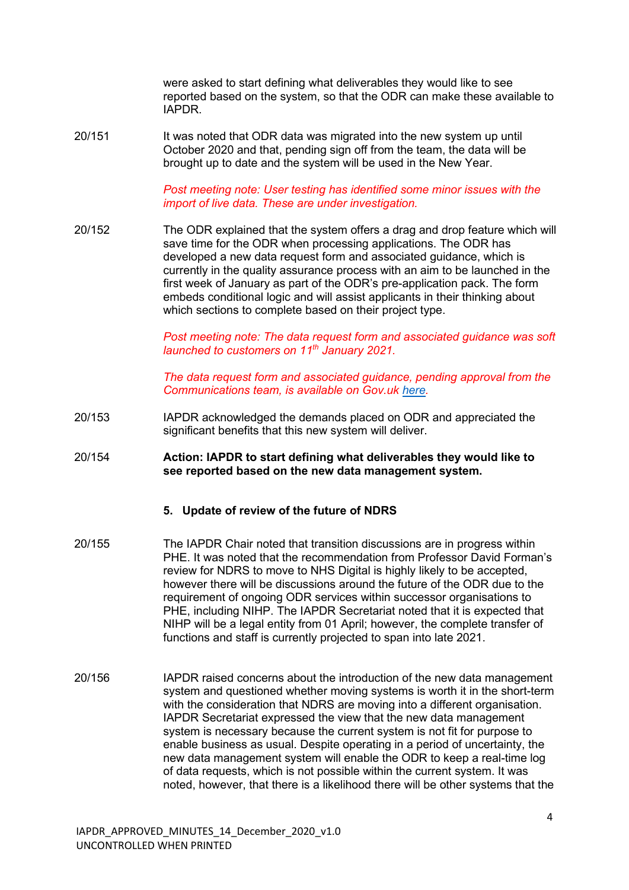were asked to start defining what deliverables they would like to see reported based on the system, so that the ODR can make these available to IAPDR.

20/151 It was noted that ODR data was migrated into the new system up until October 2020 and that, pending sign off from the team, the data will be brought up to date and the system will be used in the New Year.

*Post meeting note: User testing has identified some minor issues with the import of live data. These are under investigation.*

20/152 The ODR explained that the system offers a drag and drop feature which will save time for the ODR when processing applications. The ODR has developed a new data request form and associated guidance, which is currently in the quality assurance process with an aim to be launched in the first week of January as part of the ODR's pre-application pack. The form embeds conditional logic and will assist applicants in their thinking about which sections to complete based on their project type.

*Post meeting note: The data request form and associated guidance was soft launched to customers on 11th January 2021.*

*The data request form and associated guidance, pending approval from the Communications team, is available on Gov.uk here.*

20/153 IAPDR acknowledged the demands placed on ODR and appreciated the significant benefits that this new system will deliver.

20/154 **Action: IAPDR to start defining what deliverables they would like to see reported based on the new data management system.**

## 5. Update of review of the future of NDRS

20/155 The IAPDR Chair noted that transition discussions are in progress within PHE. It was noted that the recommendation from Professor David Forman's review for NDRS to move to NHS Digital is highly likely to be accepted, however there will be discussions around the future of the ODR due to the requirement of ongoing ODR services within successor organisations to PHE, including NIHP. The IAPDR Secretariat noted that it is expected that NIHP will be a legal entity from 01 April; however, the complete transfer of functions and staff is currently projected to span into late 2021.

20/156 IAPDR raised concerns about the introduction of the new data management system and questioned whether moving systems is worth it in the short-term with the consideration that NDRS are moving into a different organisation. IAPDR Secretariat expressed the view that the new data management system is necessary because the current system is not fit for purpose to enable business as usual. Despite operating in a period of uncertainty, the new data management system will enable the ODR to keep a real-time log of data requests, which is not possible within the current system. It was noted, however, that there is a likelihood there will be other systems that the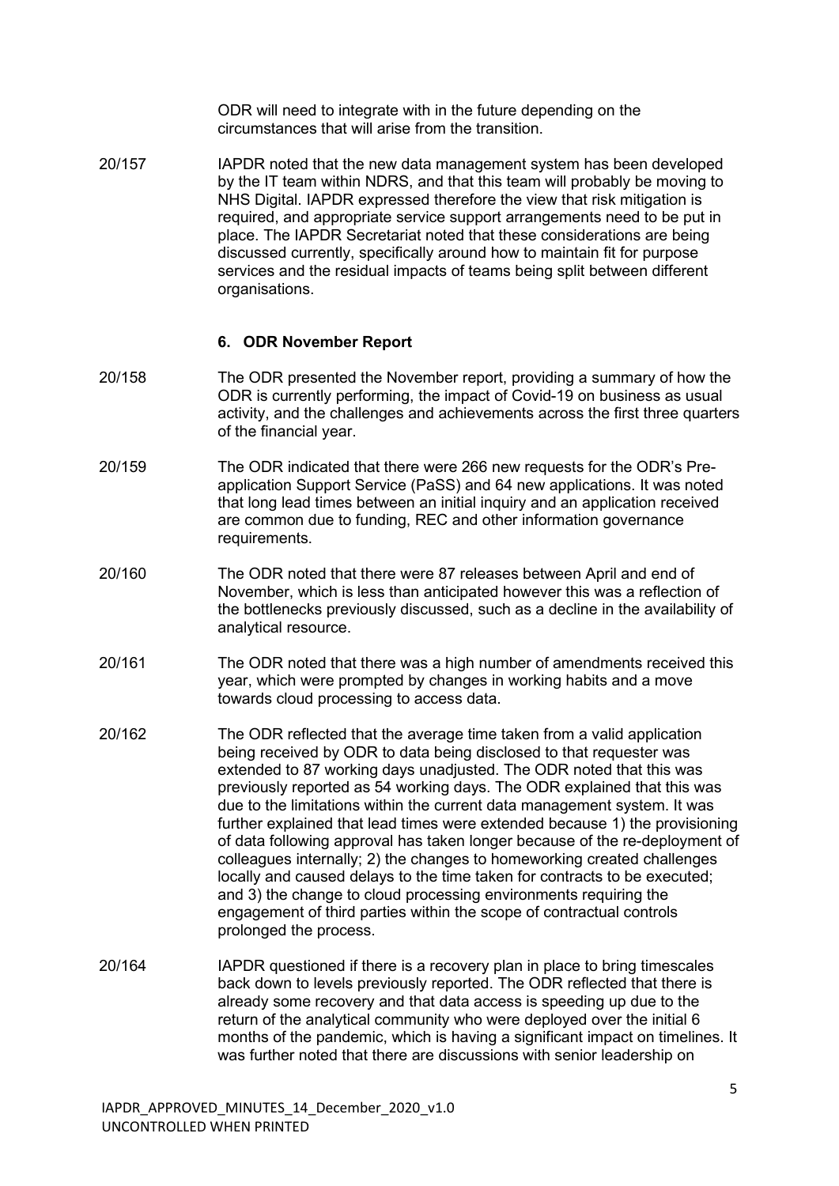ODR will need to integrate with in the future depending on the circumstances that will arise from the transition.

20/157 IAPDR noted that the new data management system has been developed by the IT team within NDRS, and that this team will probably be moving to NHS Digital. IAPDR expressed therefore the view that risk mitigation is required, and appropriate service support arrangements need to be put in place. The IAPDR Secretariat noted that these considerations are being discussed currently, specifically around how to maintain fit for purpose services and the residual impacts of teams being split between different organisations.

### 6. ODR November Report

20/158 The ODR presented the November report, providing a summary of how the ODR is currently performing, the impact of Covid-19 on business as usual activity, and the challenges and achievements across the first three quarters of the financial year.

20/159 The ODR indicated that there were 266 new requests for the ODR's Pre-application Support Service (PaSS) and 64 new applications. It was noted that long lead times between an initial inquiry and an application received are common due to funding, REC and other information governance requirements.

20/160 The ODR noted that there were 87 releases between April and end of November, which is less than anticipated however this was a reflection of the bottlenecks previously discussed, such as a decline in the availability of analytical resource.

20/161 The ODR noted that there was a high number of amendments received this year, which were prompted by changes in working habits and a move towards cloud processing to access data.

20/162 The ODR reflected that the average time taken from a valid application being received by ODR to data being disclosed to that requester was extended to 87 working days unadjusted. The ODR noted that this was previously reported as 54 working days. The ODR explained that this was due to the limitations within the current data management system. It was further explained that lead times were extended because 1) the provisioning of data following approval has taken longer because of the re-deployment of colleagues internally; 2) the changes to homeworking created challenges locally and caused delays to the time taken for contracts to be executed; and 3) the change to cloud processing environments requiring the engagement of third parties within the scope of contractual controls prolonged the process.

20/164 IAPDR questioned if there is a recovery plan in place to bring timescales back down to levels previously reported. The ODR reflected that there is already some recovery and that data access is speeding up due to the return of the analytical community who were deployed over the initial 6 months of the pandemic, which is having a significant impact on timelines. It was further noted that there are discussions with senior leadership on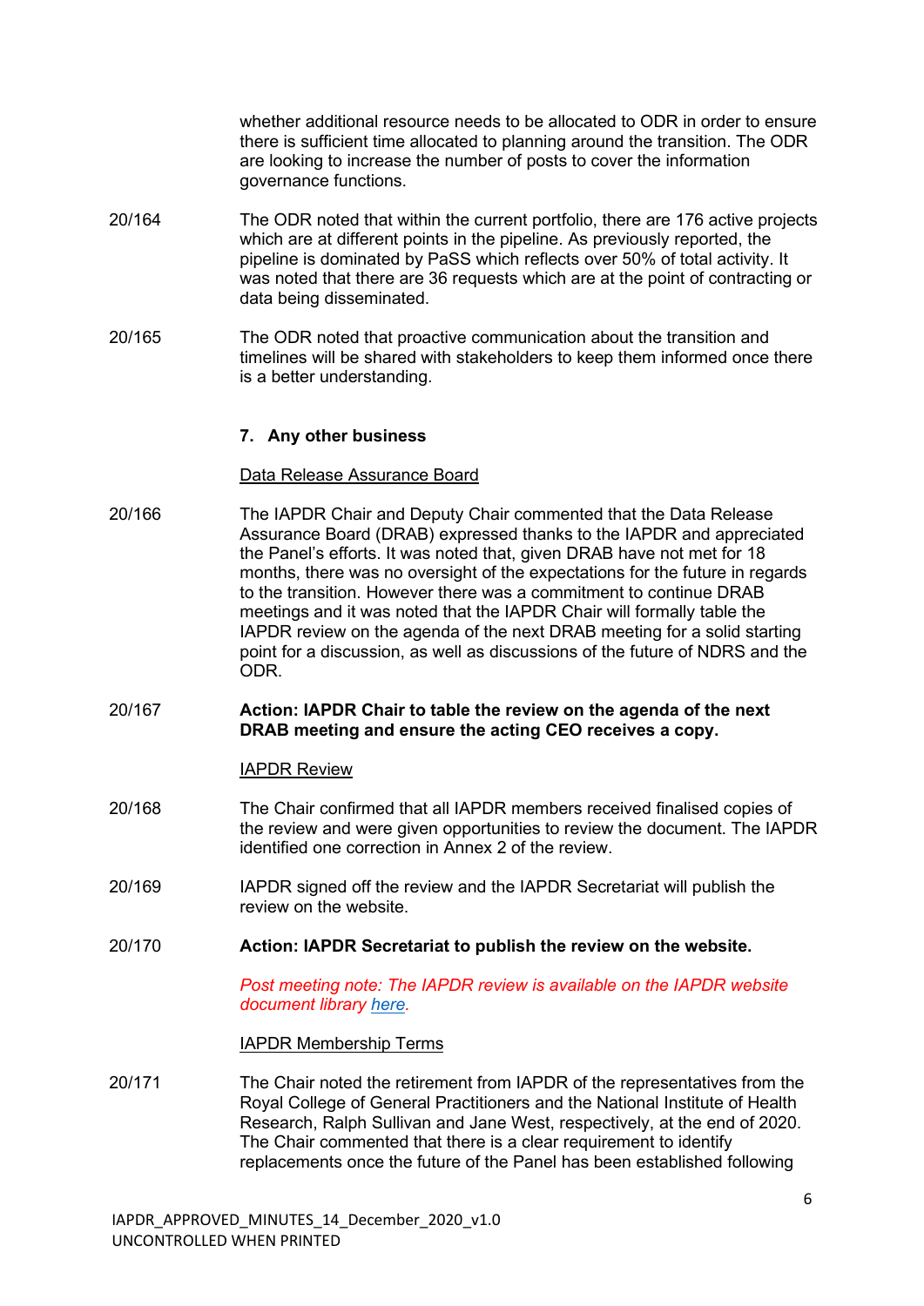whether additional resource needs to be allocated to ODR in order to ensure there is sufficient time allocated to planning around the transition. The ODR are looking to increase the number of posts to cover the information governance functions.

20/164 The ODR noted that within the current portfolio, there are 176 active projects which are at different points in the pipeline. As previously reported, the pipeline is dominated by PaSS which reflects over 50% of total activity. It was noted that there are 36 requests which are at the point of contracting or data being disseminated.

20/165 The ODR noted that proactive communication about the transition and timelines will be shared with stakeholders to keep them informed once there is a better understanding.

## 7. Any other business

Data Release Assurance Board

20/166 The IAPDR Chair and Deputy Chair commented that the Data Release Assurance Board (DRAB) expressed thanks to the IAPDR and appreciated the Panel's efforts. It was noted that, given DRAB have not met for 18 months, there was no oversight of the expectations for the future in regards to the transition. However there was a commitment to continue DRAB meetings and it was noted that the IAPDR Chair will formally table the IAPDR review on the agenda of the next DRAB meeting for a solid starting point for a discussion, as well as discussions of the future of NDRS and the ODR.

20/167 **Action: IAPDR Chair to table the review on the agenda of the next DRAB meeting and ensure the acting CEO receives a copy.**

IAPDR Review

20/168 The Chair confirmed that all IAPDR members received finalised copies of the review and were given opportunities to review the document. The IAPDR identified one correction in Annex 2 of the review.

20/169 IAPDR signed off the review and the IAPDR Secretariat will publish the review on the website.

20/170 **Action: IAPDR Secretariat to publish the review on the website.**

*Post meeting note: The IAPDR review is available on the IAPDR website document library [here](#).*

IAPDR Membership Terms

20/171 The Chair noted the retirement from IAPDR of the representatives from the Royal College of General Practitioners and the National Institute of Health Research, Ralph Sullivan and Jane West, respectively, at the end of 2020. The Chair commented that there is a clear requirement to identify replacements once the future of the Panel has been established following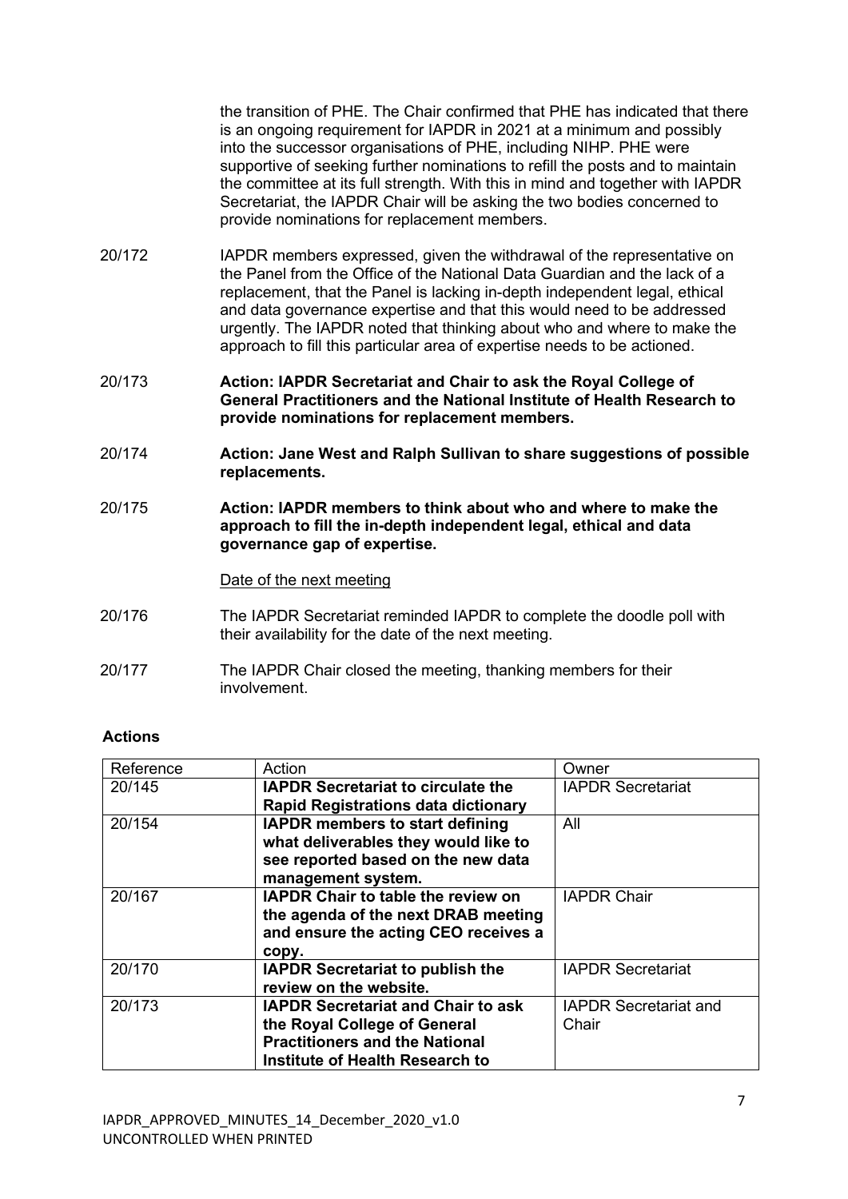the transition of PHE. The Chair confirmed that PHE has indicated that there is an ongoing requirement for IAPDR in 2021 at a minimum and possibly into the successor organisations of PHE, including NIHP. PHE were supportive of seeking further nominations to refill the posts and to maintain the committee at its full strength. With this in mind and together with IAPDR Secretariat, the IAPDR Chair will be asking the two bodies concerned to provide nominations for replacement members.

20/172 IAPDR members expressed, given the withdrawal of the representative on the Panel from the Office of the National Data Guardian and the lack of a replacement, that the Panel is lacking in-depth independent legal, ethical and data governance expertise and that this would need to be addressed urgently. The IAPDR noted that thinking about who and where to make the approach to fill this particular area of expertise needs to be actioned.

20/173 **Action: IAPDR Secretariat and Chair to ask the Royal College of General Practitioners and the National Institute of Health Research to provide nominations for replacement members.**

20/174 **Action: Jane West and Ralph Sullivan to share suggestions of possible replacements.**

20/175 **Action: IAPDR members to think about who and where to make the approach to fill the in-depth independent legal, ethical and data governance gap of expertise.**

<u>Date of the next meeting</u>

20/176 The IAPDR Secretariat reminded IAPDR to complete the doodle poll with their availability for the date of the next meeting.

20/177 The IAPDR Chair closed the meeting, thanking members for their involvement.

**Actions**

| Reference | Action | Owner |
|---|---|---|
| 20/145 | **IAPDR Secretariat to circulate the Rapid Registrations data dictionary** | IAPDR Secretariat |
| 20/154 | **IAPDR members to start defining what deliverables they would like to see reported based on the new data management system.** | All |
| 20/167 | **IAPDR Chair to table the review on the agenda of the next DRAB meeting and ensure the acting CEO receives a copy.** | IAPDR Chair |
| 20/170 | **IAPDR Secretariat to publish the review on the website.** | IAPDR Secretariat |
| 20/173 | **IAPDR Secretariat and Chair to ask the Royal College of General Practitioners and the National Institute of Health Research to** | IAPDR Secretariat and Chair |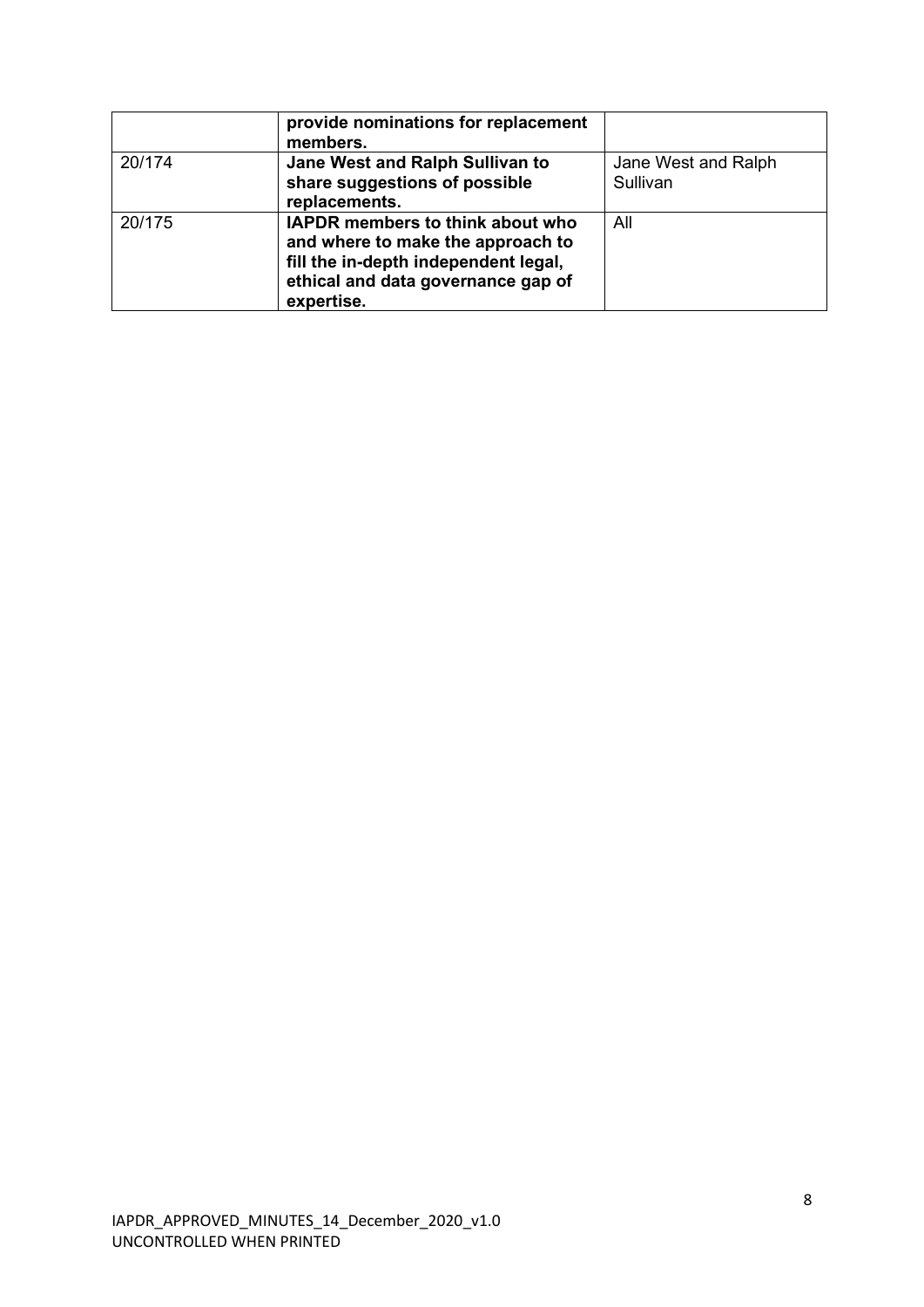| | | |
|---|---|---|
| | **provide nominations for replacement members.** | |
| 20/174 | **Jane West and Ralph Sullivan to share suggestions of possible replacements.** | Jane West and Ralph Sullivan |
| 20/175 | **IAPDR members to think about who and where to make the approach to fill the in-depth independent legal, ethical and data governance gap of expertise.** | All |